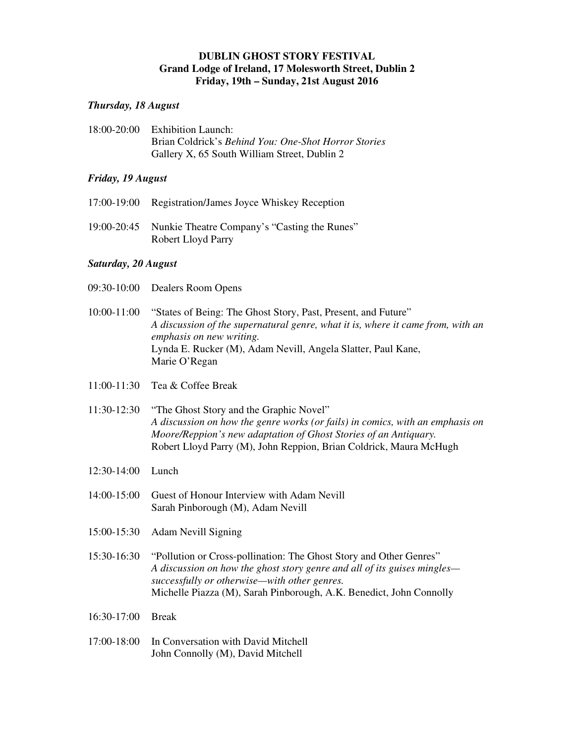**DUBLIN GHOST STORY FESTIVAL**
**Grand Lodge of Ireland, 17 Molesworth Street, Dublin 2**
**Friday, 19th – Sunday, 21st August 2016**

***Thursday, 18 August***

18:00-20:00 Exhibition Launch:
Brian Coldrick's *Behind You: One-Shot Horror Stories*
Gallery X, 65 South William Street, Dublin 2

***Friday, 19 August***

17:00-19:00 Registration/James Joyce Whiskey Reception

19:00-20:45 Nunkie Theatre Company's "Casting the Runes"
Robert Lloyd Parry

***Saturday, 20 August***

09:30-10:00 Dealers Room Opens

10:00-11:00 "States of Being: The Ghost Story, Past, Present, and Future"
*A discussion of the supernatural genre, what it is, where it came from, with an emphasis on new writing.*
Lynda E. Rucker (M), Adam Nevill, Angela Slatter, Paul Kane, Marie O'Regan

11:00-11:30 Tea & Coffee Break

11:30-12:30 "The Ghost Story and the Graphic Novel"
*A discussion on how the genre works (or fails) in comics, with an emphasis on Moore/Reppion's new adaptation of Ghost Stories of an Antiquary.*
Robert Lloyd Parry (M), John Reppion, Brian Coldrick, Maura McHugh

12:30-14:00 Lunch

14:00-15:00 Guest of Honour Interview with Adam Nevill
Sarah Pinborough (M), Adam Nevill

15:00-15:30 Adam Nevill Signing

15:30-16:30 "Pollution or Cross-pollination: The Ghost Story and Other Genres"
*A discussion on how the ghost story genre and all of its guises mingles—successfully or otherwise—with other genres.*
Michelle Piazza (M), Sarah Pinborough, A.K. Benedict, John Connolly

16:30-17:00 Break

17:00-18:00 In Conversation with David Mitchell
John Connolly (M), David Mitchell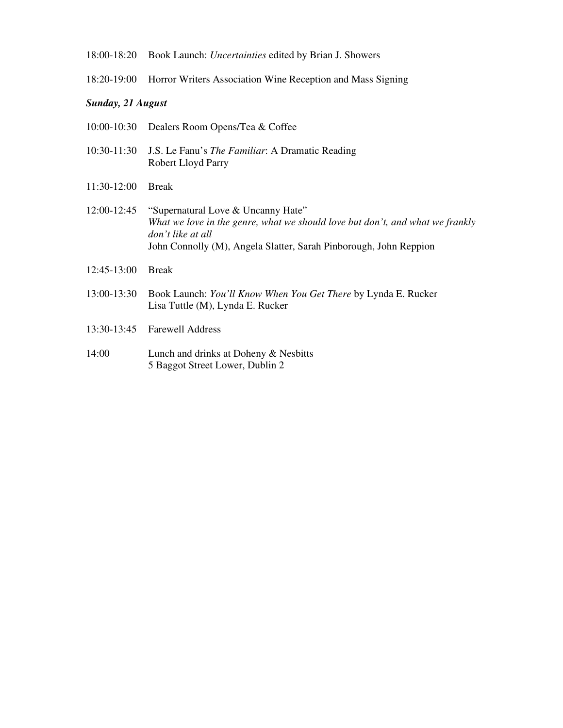18:00-18:20 Book Launch: *Uncertainties* edited by Brian J. Showers

18:20-19:00 Horror Writers Association Wine Reception and Mass Signing

***Sunday, 21 August***

10:00-10:30 Dealers Room Opens/Tea & Coffee

10:30-11:30 J.S. Le Fanu's *The Familiar*: A Dramatic Reading  
Robert Lloyd Parry

11:30-12:00 Break

12:00-12:45 "Supernatural Love & Uncanny Hate"  
*What we love in the genre, what we should love but don't, and what we frankly don't like at all*  
John Connolly (M), Angela Slatter, Sarah Pinborough, John Reppion

12:45-13:00 Break

13:00-13:30 Book Launch: *You'll Know When You Get There* by Lynda E. Rucker  
Lisa Tuttle (M), Lynda E. Rucker

13:30-13:45 Farewell Address

14:00 Lunch and drinks at Doheny & Nesbitts  
5 Baggot Street Lower, Dublin 2